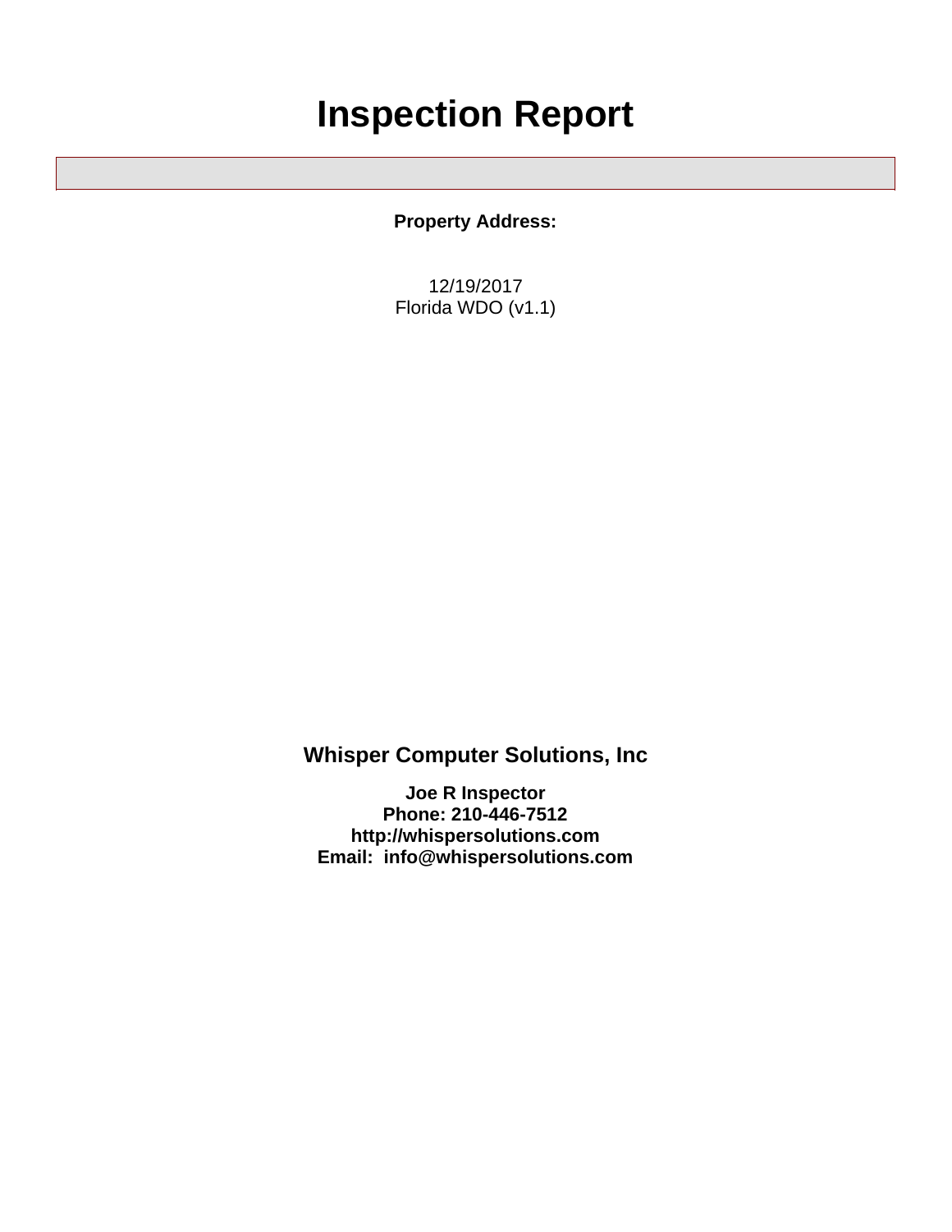# Inspection Report

**Property Address:**

12/19/2017
Florida WDO (v1.1)

## Whisper Computer Solutions, Inc

**Joe R Inspector**
**Phone: 210-446-7512**
**http://whispersolutions.com**
**Email: info@whispersolutions.com**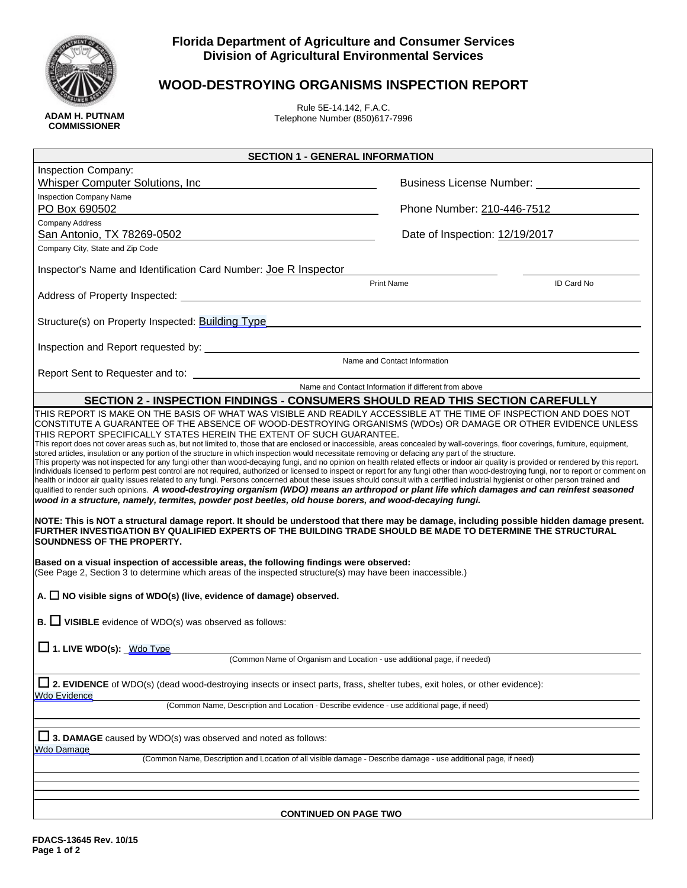**Florida Department of Agriculture and Consumer Services**
**Division of Agricultural Environmental Services**

# WOOD-DESTROYING ORGANISMS INSPECTION REPORT

Rule 5E-14.142, F.A.C.
Telephone Number (850)617-7996

**ADAM H. PUTNAM**
**COMMISSIONER**

## SECTION 1 - GENERAL INFORMATION

Inspection Company:
Whisper Computer Solutions, Inc
Inspection Company Name

Business License Number: ________________

PO Box 690502
Company Address

Phone Number: 210-446-7512

San Antonio, TX 78269-0502
Company City, State and Zip Code

Date of Inspection: 12/19/2017

Inspector's Name and Identification Card Number: Joe R Inspector ________________
Print Name / ID Card No

Address of Property Inspected: ________________

Structure(s) on Property Inspected: Building Type

Inspection and Report requested by: ________________
Name and Contact Information

Report Sent to Requester and to: ________________
Name and Contact Information if different from above

## SECTION 2 - INSPECTION FINDINGS - CONSUMERS SHOULD READ THIS SECTION CAREFULLY

THIS REPORT IS MAKE ON THE BASIS OF WHAT WAS VISIBLE AND READILY ACCESSIBLE AT THE TIME OF INSPECTION AND DOES NOT CONSTITUTE A GUARANTEE OF THE ABSENCE OF WOOD-DESTROYING ORGANISMS (WDOs) OR DAMAGE OR OTHER EVIDENCE UNLESS THIS REPORT SPECIFICALLY STATES HEREIN THE EXTENT OF SUCH GUARANTEE.
This report does not cover areas such as, but not limited to, those that are enclosed or inaccessible, areas concealed by wall-coverings, floor coverings, furniture, equipment, stored articles, insulation or any portion of the structure in which inspection would necessitate removing or defacing any part of the structure.
This property was not inspected for any fungi other than wood-decaying fungi, and no opinion on health related effects or indoor air quality is provided or rendered by this report. Individuals licensed to perform pest control are not required, authorized or licensed to inspect or report for any fungi other than wood-destroying fungi, nor to report or comment on health or indoor air quality issues related to any fungi. Persons concerned about these issues should consult with a certified industrial hygienist or other person trained and qualified to render such opinions. ***A wood-destroying organism (WDO) means an arthropod or plant life which damages and can reinfest seasoned wood in a structure, namely, termites, powder post beetles, old house borers, and wood-decaying fungi.***

**NOTE: This is NOT a structural damage report. It should be understood that there may be damage, including possible hidden damage present. FURTHER INVESTIGATION BY QUALIFIED EXPERTS OF THE BUILDING TRADE SHOULD BE MADE TO DETERMINE THE STRUCTURAL SOUNDNESS OF THE PROPERTY.**

**Based on a visual inspection of accessible areas, the following findings were observed:**
(See Page 2, Section 3 to determine which areas of the inspected structure(s) may have been inaccessible.)

**A.** ☐ **NO visible signs of WDO(s) (live, evidence of damage) observed.**

**B.** ☐ **VISIBLE** evidence of WDO(s) was observed as follows:

☐ **1. LIVE WDO(s):** Wdo Type
(Common Name of Organism and Location - use additional page, if needed)

☐ **2. EVIDENCE** of WDO(s) (dead wood-destroying insects or insect parts, frass, shelter tubes, exit holes, or other evidence):
Wdo Evidence
(Common Name, Description and Location - Describe evidence - use additional page, if need)

☐ **3. DAMAGE** caused by WDO(s) was observed and noted as follows:
Wdo Damage
(Common Name, Description and Location of all visible damage - Describe damage - use additional page, if need)

**CONTINUED ON PAGE TWO**

**FDACS-13645 Rev. 10/15**
**Page 1 of 2**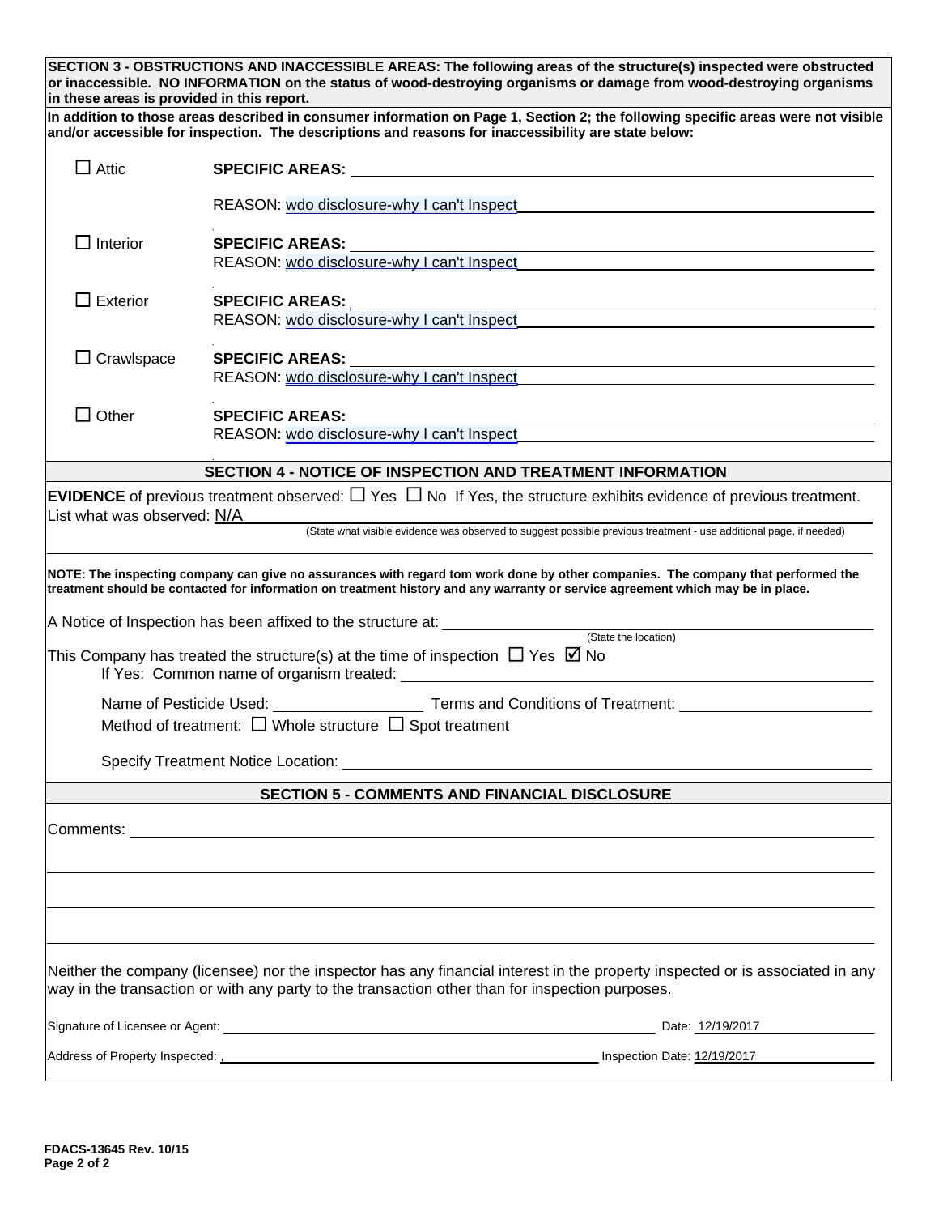**SECTION 3 - OBSTRUCTIONS AND INACCESSIBLE AREAS: The following areas of the structure(s) inspected were obstructed or inaccessible. NO INFORMATION on the status of wood-destroying organisms or damage from wood-destroying organisms in these areas is provided in this report.**

**In addition to those areas described in consumer information on Page 1, Section 2; the following specific areas were not visible and/or accessible for inspection. The descriptions and reasons for inaccessibility are state below:**

☐ Attic **SPECIFIC AREAS:**

REASON: wdo disclosure-why I can't Inspect

☐ Interior **SPECIFIC AREAS:**

REASON: wdo disclosure-why I can't Inspect

☐ Exterior **SPECIFIC AREAS:**

REASON: wdo disclosure-why I can't Inspect

☐ Crawlspace **SPECIFIC AREAS:**

REASON: wdo disclosure-why I can't Inspect

☐ Other **SPECIFIC AREAS:**

REASON: wdo disclosure-why I can't Inspect

## SECTION 4 - NOTICE OF INSPECTION AND TREATMENT INFORMATION

**EVIDENCE** of previous treatment observed: ☐ Yes ☐ No If Yes, the structure exhibits evidence of previous treatment.

List what was observed: N/A

(State what visible evidence was observed to suggest possible previous treatment - use additional page, if needed)

**NOTE: The inspecting company can give no assurances with regard tom work done by other companies. The company that performed the treatment should be contacted for information on treatment history and any warranty or service agreement which may be in place.**

A Notice of Inspection has been affixed to the structure at: (State the location)

This Company has treated the structure(s) at the time of inspection ☐ Yes ☑ No

If Yes: Common name of organism treated:

Name of Pesticide Used: Terms and Conditions of Treatment:

Method of treatment: ☐ Whole structure ☐ Spot treatment

Specify Treatment Notice Location:

## SECTION 5 - COMMENTS AND FINANCIAL DISCLOSURE

Comments:

Neither the company (licensee) nor the inspector has any financial interest in the property inspected or is associated in any way in the transaction or with any party to the transaction other than for inspection purposes.

Signature of Licensee or Agent: Date: 12/19/2017

Address of Property Inspected: , Inspection Date: 12/19/2017

FDACS-13645 Rev. 10/15